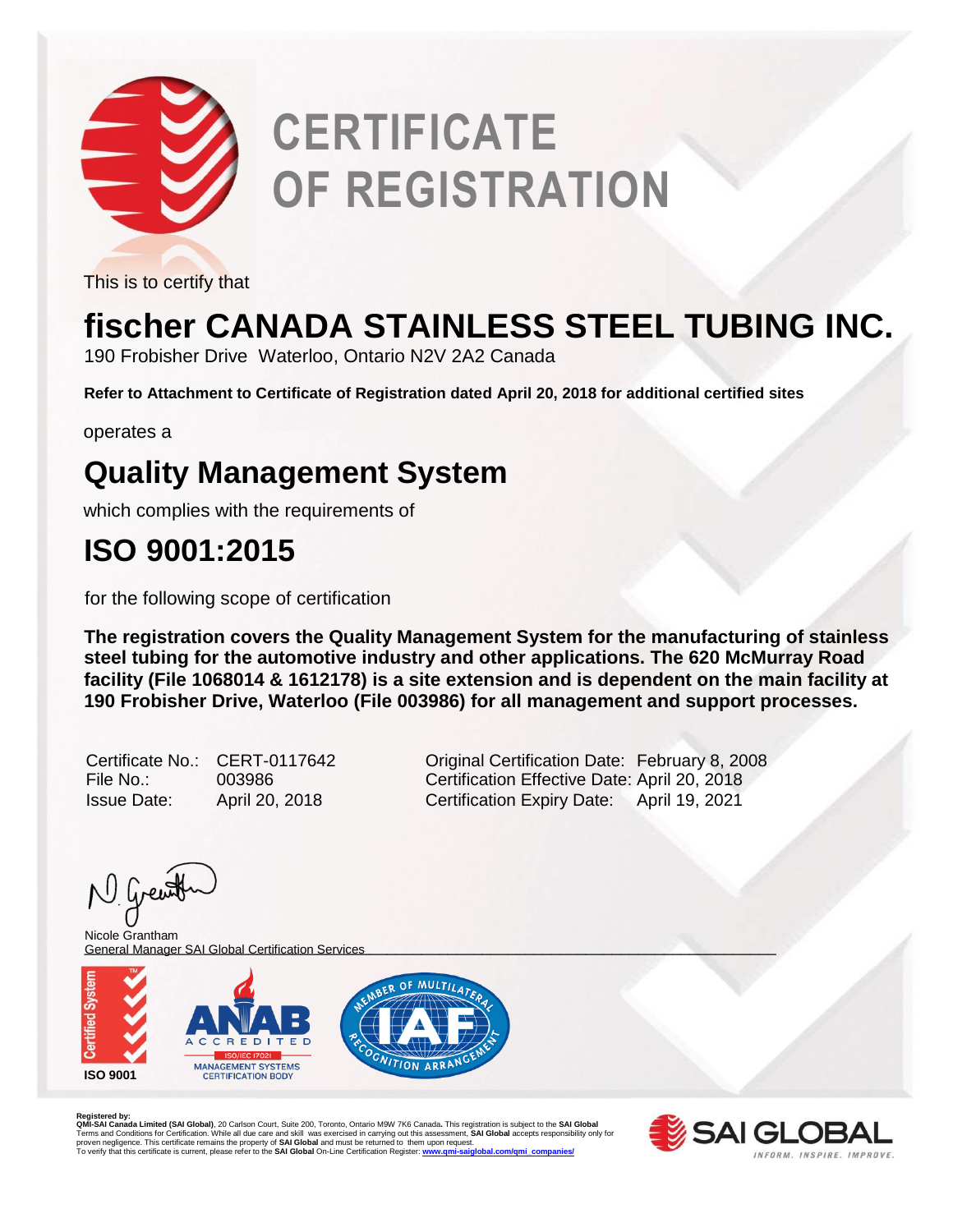# CERTIFICATE OF REGISTRATION

This is to certify that

## fischer CANADA STAINLESS STEEL TUBING INC.

190 Frobisher Drive Waterloo, Ontario N2V 2A2 Canada

**Refer to Attachment to Certificate of Registration dated April 20, 2018 for additional certified sites**

operates a

## Quality Management System

which complies with the requirements of

## ISO 9001:2015

for the following scope of certification

**The registration covers the Quality Management System for the manufacturing of stainless steel tubing for the automotive industry and other applications. The 620 McMurray Road facility (File 1068014 & 1612178) is a site extension and is dependent on the main facility at 190 Frobisher Drive, Waterloo (File 003986) for all management and support processes.**

Certificate No.: CERT-0117642
File No.: 003986
Issue Date: April 20, 2018

Original Certification Date: February 8, 2008
Certification Effective Date: April 20, 2018
Certification Expiry Date: April 19, 2021

Nicole Grantham
General Manager SAI Global Certification Services

Certified System ISO 9001

ANAB ACCREDITED ISO/IEC 17021 MANAGEMENT SYSTEMS CERTIFICATION BODY

MEMBER OF MULTILATERAL RECOGNITION ARRANGEMENT IAF

**Registered by:**
**QMI-SAI Canada Limited (SAI Global)**, 20 Carlson Court, Suite 200, Toronto, Ontario M9W 7K6 Canada. This registration is subject to the **SAI Global** Terms and Conditions for Certification. While all due care and skill was exercised in carrying out this assessment, **SAI Global** accepts responsibility only for proven negligence. This certificate remains the property of **SAI Global** and must be returned to them upon request.
To verify that this certificate is current, please refer to the **SAI Global** On-Line Certification Register: **www.qmi-saiglobal.com/qmi_companies/**

SAI GLOBAL
INFORM. INSPIRE. IMPROVE.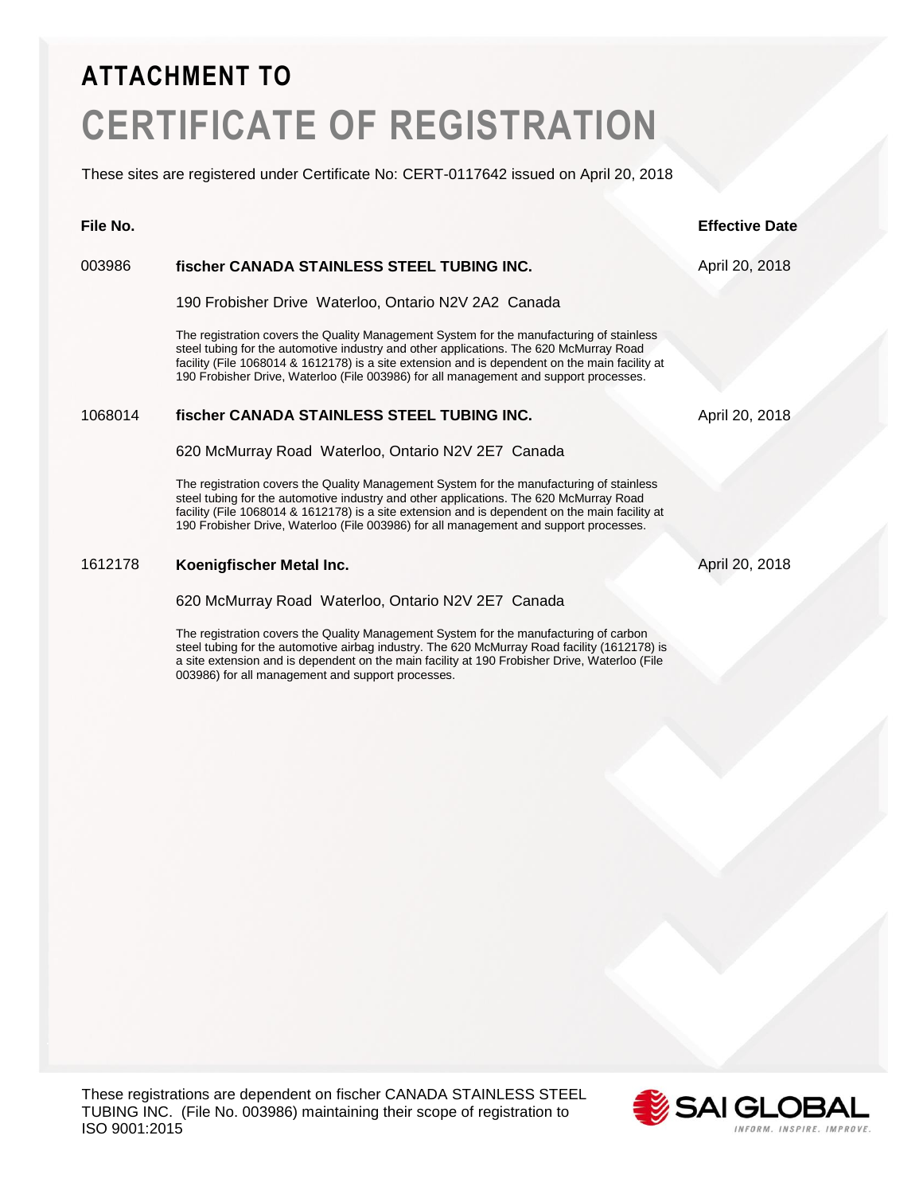# ATTACHMENT TO

# CERTIFICATE OF REGISTRATION

These sites are registered under Certificate No: CERT-0117642 issued on April 20, 2018

| File No. | | Effective Date |
|---|---|---|
| 003986 | **fischer CANADA STAINLESS STEEL TUBING INC.**<br><br>190 Frobisher Drive Waterloo, Ontario N2V 2A2 Canada<br><br>The registration covers the Quality Management System for the manufacturing of stainless steel tubing for the automotive industry and other applications. The 620 McMurray Road facility (File 1068014 & 1612178) is a site extension and is dependent on the main facility at 190 Frobisher Drive, Waterloo (File 003986) for all management and support processes. | April 20, 2018 |
| 1068014 | **fischer CANADA STAINLESS STEEL TUBING INC.**<br><br>620 McMurray Road Waterloo, Ontario N2V 2E7 Canada<br><br>The registration covers the Quality Management System for the manufacturing of stainless steel tubing for the automotive industry and other applications. The 620 McMurray Road facility (File 1068014 & 1612178) is a site extension and is dependent on the main facility at 190 Frobisher Drive, Waterloo (File 003986) for all management and support processes. | April 20, 2018 |
| 1612178 | **Koenigfischer Metal Inc.**<br><br>620 McMurray Road Waterloo, Ontario N2V 2E7 Canada<br><br>The registration covers the Quality Management System for the manufacturing of carbon steel tubing for the automotive airbag industry. The 620 McMurray Road facility (1612178) is a site extension and is dependent on the main facility at 190 Frobisher Drive, Waterloo (File 003986) for all management and support processes. | April 20, 2018 |

These registrations are dependent on fischer CANADA STAINLESS STEEL TUBING INC. (File No. 003986) maintaining their scope of registration to ISO 9001:2015

SAI GLOBAL
INFORM. INSPIRE. IMPROVE.